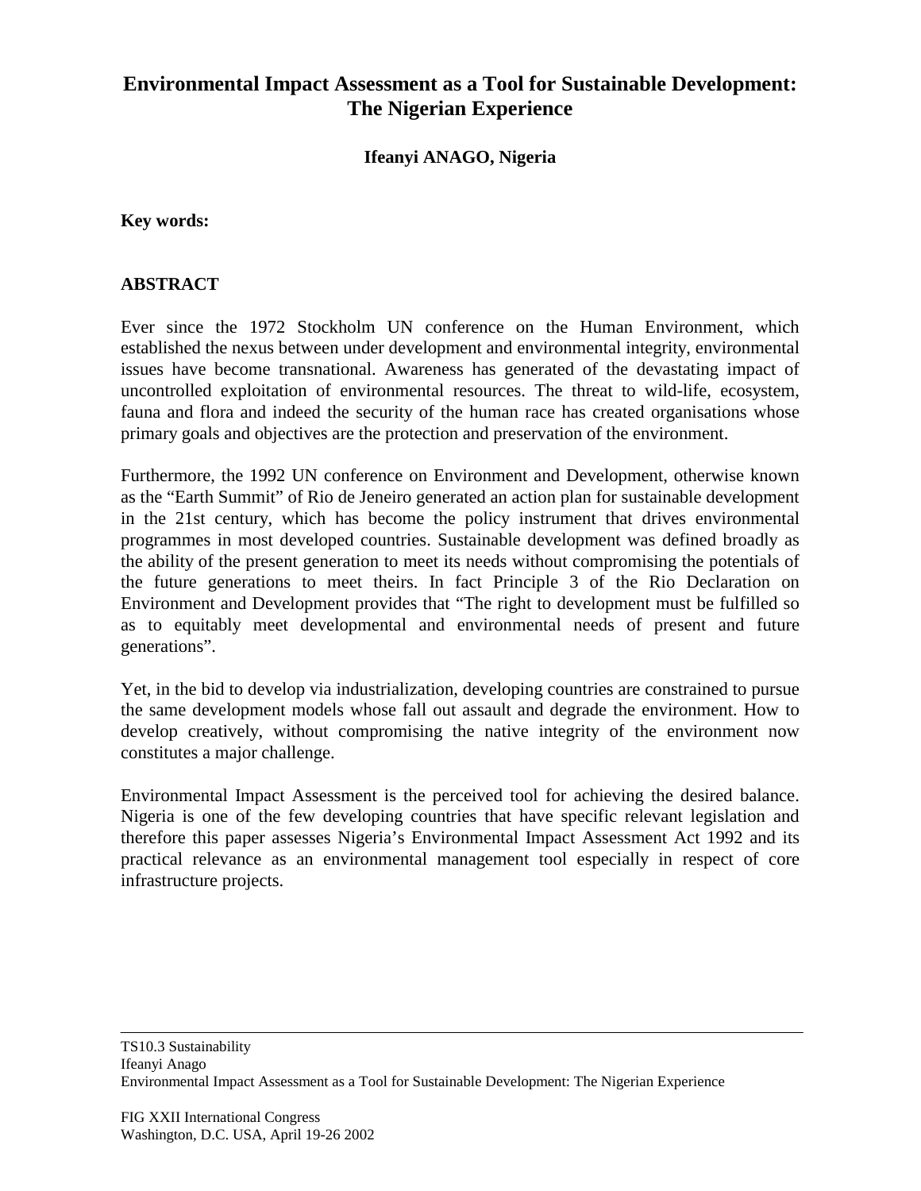# Environmental Impact Assessment as a Tool for Sustainable Development: The Nigerian Experience

**Ifeanyi ANAGO, Nigeria**

**Key words:**

## ABSTRACT

Ever since the 1972 Stockholm UN conference on the Human Environment, which established the nexus between under development and environmental integrity, environmental issues have become transnational. Awareness has generated of the devastating impact of uncontrolled exploitation of environmental resources. The threat to wild-life, ecosystem, fauna and flora and indeed the security of the human race has created organisations whose primary goals and objectives are the protection and preservation of the environment.

Furthermore, the 1992 UN conference on Environment and Development, otherwise known as the "Earth Summit" of Rio de Jeneiro generated an action plan for sustainable development in the 21st century, which has become the policy instrument that drives environmental programmes in most developed countries. Sustainable development was defined broadly as the ability of the present generation to meet its needs without compromising the potentials of the future generations to meet theirs. In fact Principle 3 of the Rio Declaration on Environment and Development provides that "The right to development must be fulfilled so as to equitably meet developmental and environmental needs of present and future generations".

Yet, in the bid to develop via industrialization, developing countries are constrained to pursue the same development models whose fall out assault and degrade the environment. How to develop creatively, without compromising the native integrity of the environment now constitutes a major challenge.

Environmental Impact Assessment is the perceived tool for achieving the desired balance. Nigeria is one of the few developing countries that have specific relevant legislation and therefore this paper assesses Nigeria's Environmental Impact Assessment Act 1992 and its practical relevance as an environmental management tool especially in respect of core infrastructure projects.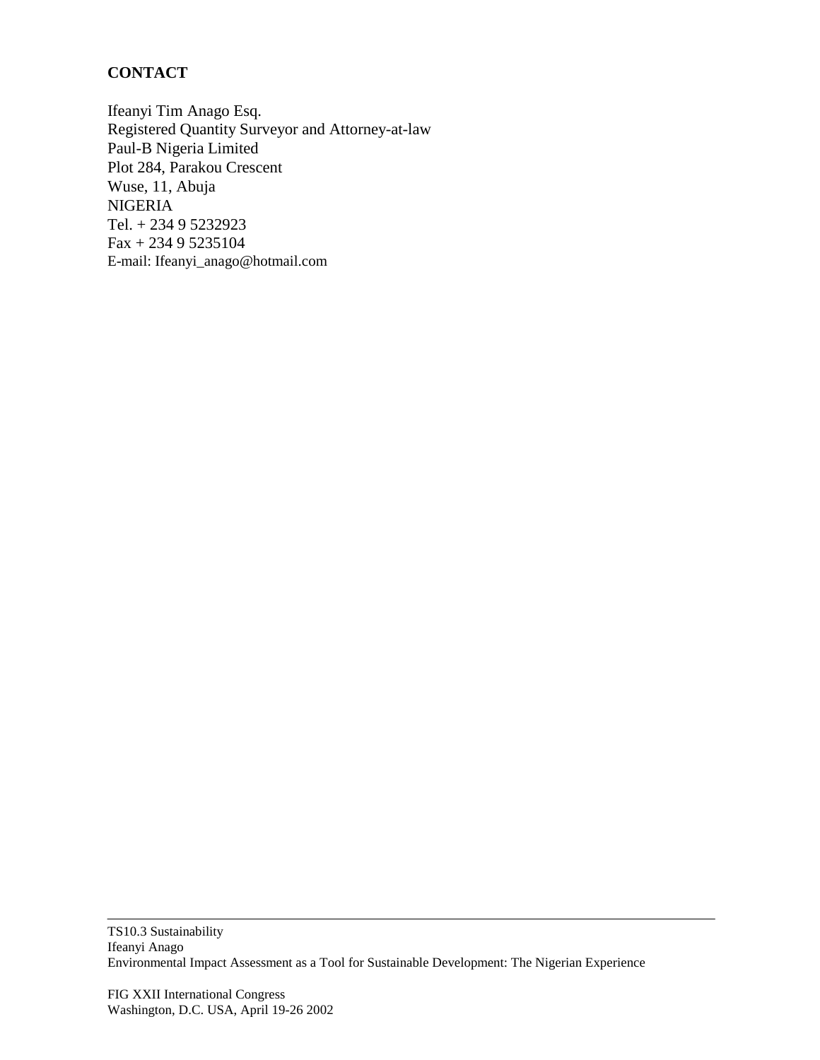## CONTACT

Ifeanyi Tim Anago Esq.
Registered Quantity Surveyor and Attorney-at-law
Paul-B Nigeria Limited
Plot 284, Parakou Crescent
Wuse, 11, Abuja
NIGERIA
Tel. + 234 9 5232923
Fax + 234 9 5235104
E-mail: Ifeanyi_anago@hotmail.com